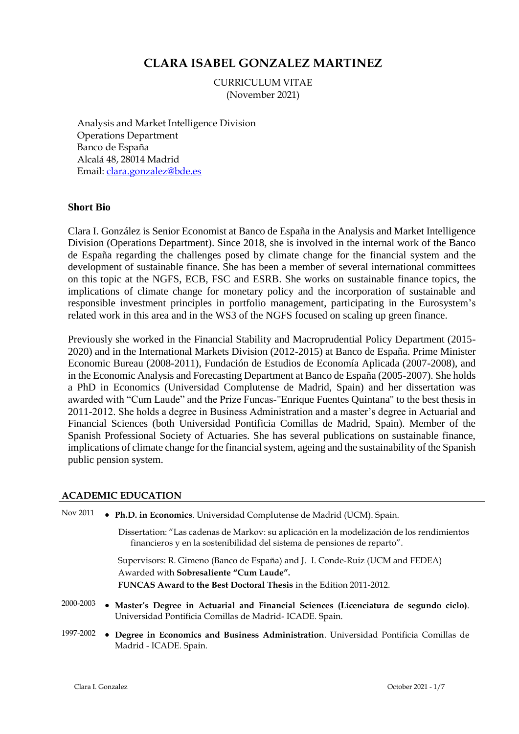# CLARA ISABEL GONZALEZ MARTINEZ

CURRICULUM VITAE
(November 2021)

Analysis and Market Intelligence Division
Operations Department
Banco de España
Alcalá 48, 28014 Madrid
Email: clara.gonzalez@bde.es

### Short Bio

Clara I. González is Senior Economist at Banco de España in the Analysis and Market Intelligence Division (Operations Department). Since 2018, she is involved in the internal work of the Banco de España regarding the challenges posed by climate change for the financial system and the development of sustainable finance. She has been a member of several international committees on this topic at the NGFS, ECB, FSC and ESRB. She works on sustainable finance topics, the implications of climate change for monetary policy and the incorporation of sustainable and responsible investment principles in portfolio management, participating in the Eurosystem's related work in this area and in the WS3 of the NGFS focused on scaling up green finance.

Previously she worked in the Financial Stability and Macroprudential Policy Department (2015-2020) and in the International Markets Division (2012-2015) at Banco de España. Prime Minister Economic Bureau (2008-2011), Fundación de Estudios de Economía Aplicada (2007-2008), and in the Economic Analysis and Forecasting Department at Banco de España (2005-2007). She holds a PhD in Economics (Universidad Complutense de Madrid, Spain) and her dissertation was awarded with "Cum Laude" and the Prize Funcas-"Enrique Fuentes Quintana" to the best thesis in 2011-2012. She holds a degree in Business Administration and a master's degree in Actuarial and Financial Sciences (both Universidad Pontificia Comillas de Madrid, Spain). Member of the Spanish Professional Society of Actuaries. She has several publications on sustainable finance, implications of climate change for the financial system, ageing and the sustainability of the Spanish public pension system.

## ACADEMIC EDUCATION

Nov 2011
- **Ph.D. in Economics**. Universidad Complutense de Madrid (UCM). Spain.

  Dissertation: "Las cadenas de Markov: su aplicación en la modelización de los rendimientos financieros y en la sostenibilidad del sistema de pensiones de reparto".

  Supervisors: R. Gimeno (Banco de España) and J. I. Conde-Ruiz (UCM and FEDEA)
  Awarded with **Sobresaliente "Cum Laude".**
  **FUNCAS Award to the Best Doctoral Thesis** in the Edition 2011-2012.

2000-2003
- **Master's Degree in Actuarial and Financial Sciences (Licenciatura de segundo ciclo)**. Universidad Pontificia Comillas de Madrid- ICADE. Spain.

1997-2002
- **Degree in Economics and Business Administration**. Universidad Pontificia Comillas de Madrid - ICADE. Spain.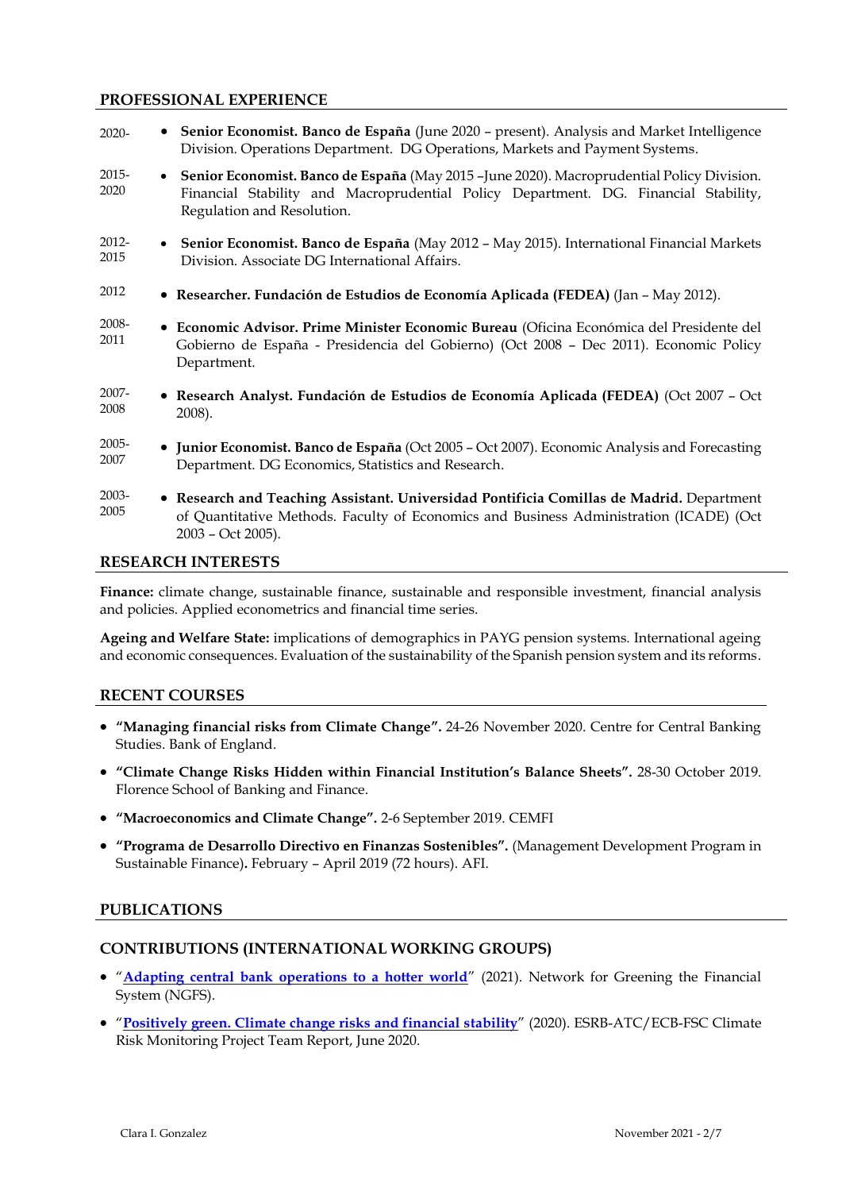## PROFESSIONAL EXPERIENCE

2020- • **Senior Economist. Banco de España** (June 2020 – present). Analysis and Market Intelligence Division. Operations Department. DG Operations, Markets and Payment Systems.

2015-2020 • **Senior Economist. Banco de España** (May 2015 –June 2020). Macroprudential Policy Division. Financial Stability and Macroprudential Policy Department. DG. Financial Stability, Regulation and Resolution.

2012-2015 • **Senior Economist. Banco de España** (May 2012 – May 2015). International Financial Markets Division. Associate DG International Affairs.

2012 • **Researcher. Fundación de Estudios de Economía Aplicada (FEDEA)** (Jan – May 2012).

2008-2011 • **Economic Advisor. Prime Minister Economic Bureau** (Oficina Económica del Presidente del Gobierno de España - Presidencia del Gobierno) (Oct 2008 – Dec 2011). Economic Policy Department.

2007-2008 • **Research Analyst. Fundación de Estudios de Economía Aplicada (FEDEA)** (Oct 2007 – Oct 2008).

2005-2007 • **Junior Economist. Banco de España** (Oct 2005 – Oct 2007). Economic Analysis and Forecasting Department. DG Economics, Statistics and Research.

2003-2005 • **Research and Teaching Assistant. Universidad Pontificia Comillas de Madrid.** Department of Quantitative Methods. Faculty of Economics and Business Administration (ICADE) (Oct 2003 – Oct 2005).

## RESEARCH INTERESTS

**Finance:** climate change, sustainable finance, sustainable and responsible investment, financial analysis and policies. Applied econometrics and financial time series.

**Ageing and Welfare State:** implications of demographics in PAYG pension systems. International ageing and economic consequences. Evaluation of the sustainability of the Spanish pension system and its reforms.

## RECENT COURSES

- **"Managing financial risks from Climate Change".** 24-26 November 2020. Centre for Central Banking Studies. Bank of England.
- **"Climate Change Risks Hidden within Financial Institution's Balance Sheets".** 28-30 October 2019. Florence School of Banking and Finance.
- **"Macroeconomics and Climate Change".** 2-6 September 2019. CEMFI
- **"Programa de Desarrollo Directivo en Finanzas Sostenibles".** (Management Development Program in Sustainable Finance)**.** February – April 2019 (72 hours). AFI.

## PUBLICATIONS

## CONTRIBUTIONS (INTERNATIONAL WORKING GROUPS)

- "**Adapting central bank operations to a hotter world**" (2021). Network for Greening the Financial System (NGFS).
- "**Positively green. Climate change risks and financial stability**" (2020). ESRB-ATC/ECB-FSC Climate Risk Monitoring Project Team Report, June 2020.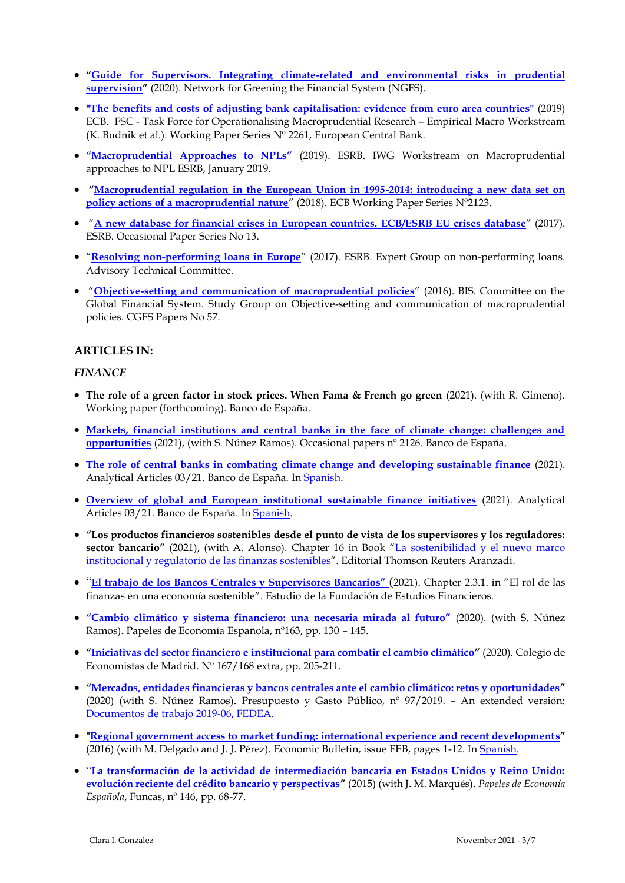- **"Guide for Supervisors. Integrating climate-related and environmental risks in prudential supervision"** (2020). Network for Greening the Financial System (NGFS).

- **"The benefits and costs of adjusting bank capitalisation: evidence from euro area countries"** (2019) ECB. FSC - Task Force for Operationalising Macroprudential Research – Empirical Macro Workstream (K. Budnik et al.). Working Paper Series Nº 2261, European Central Bank.

- **"Macroprudential Approaches to NPLs"** (2019). ESRB. IWG Workstream on Macroprudential approaches to NPL ESRB, January 2019.

- **"Macroprudential regulation in the European Union in 1995-2014: introducing a new data set on policy actions of a macroprudential nature"** (2018). ECB Working Paper Series Nº2123.

- "**A new database for financial crises in European countries. ECB/ESRB EU crises database**" (2017). ESRB. Occasional Paper Series No 13.

- "**Resolving non-performing loans in Europe**" (2017). ESRB. Expert Group on non-performing loans. Advisory Technical Committee.

- "**Objective-setting and communication of macroprudential policies**" (2016). BIS. Committee on the Global Financial System. Study Group on Objective-setting and communication of macroprudential policies. CGFS Papers No 57.

## ARTICLES IN:

### *FINANCE*

- **The role of a green factor in stock prices. When Fama & French go green** (2021). (with R. Gimeno). Working paper (forthcoming). Banco de España.

- **Markets, financial institutions and central banks in the face of climate change: challenges and opportunities** (2021), (with S. Núñez Ramos). Occasional papers nº 2126. Banco de España.

- **The role of central banks in combating climate change and developing sustainable finance** (2021). Analytical Articles 03/21. Banco de España. In Spanish.

- **Overview of global and European institutional sustainable finance initiatives** (2021). Analytical Articles 03/21. Banco de España. In Spanish.

- **"Los productos financieros sostenibles desde el punto de vista de los supervisores y los reguladores: sector bancario"** (2021), (with A. Alonso). Chapter 16 in Book "La sostenibilidad y el nuevo marco institucional y regulatorio de las finanzas sostenibles". Editorial Thomson Reuters Aranzadi.

- "**El trabajo de los Bancos Centrales y Supervisores Bancarios"** (2021). Chapter 2.3.1. in "El rol de las finanzas en una economía sostenible". Estudio de la Fundación de Estudios Financieros.

- **"Cambio climático y sistema financiero: una necesaria mirada al futuro"** (2020). (with S. Núñez Ramos). Papeles de Economía Española, nº163, pp. 130 – 145.

- **"Iniciativas del sector financiero e institucional para combatir el cambio climático"** (2020). Colegio de Economistas de Madrid. Nº 167/168 extra, pp. 205-211.

- **"Mercados, entidades financieras y bancos centrales ante el cambio climático: retos y oportunidades"** (2020) (with S. Núñez Ramos). Presupuesto y Gasto Público, nº 97/2019. – An extended versión: Documentos de trabajo 2019-06, FEDEA.

- **"Regional government access to market funding: international experience and recent developments"** (2016) (with M. Delgado and J. J. Pérez). Economic Bulletin, issue FEB, pages 1-12. In Spanish.

- **"La transformación de la actividad de intermediación bancaria en Estados Unidos y Reino Unido: evolución reciente del crédito bancario y perspectivas"** (2015) (with J. M. Marqués). *Papeles de Economía Española*, Funcas, nº 146, pp. 68-77.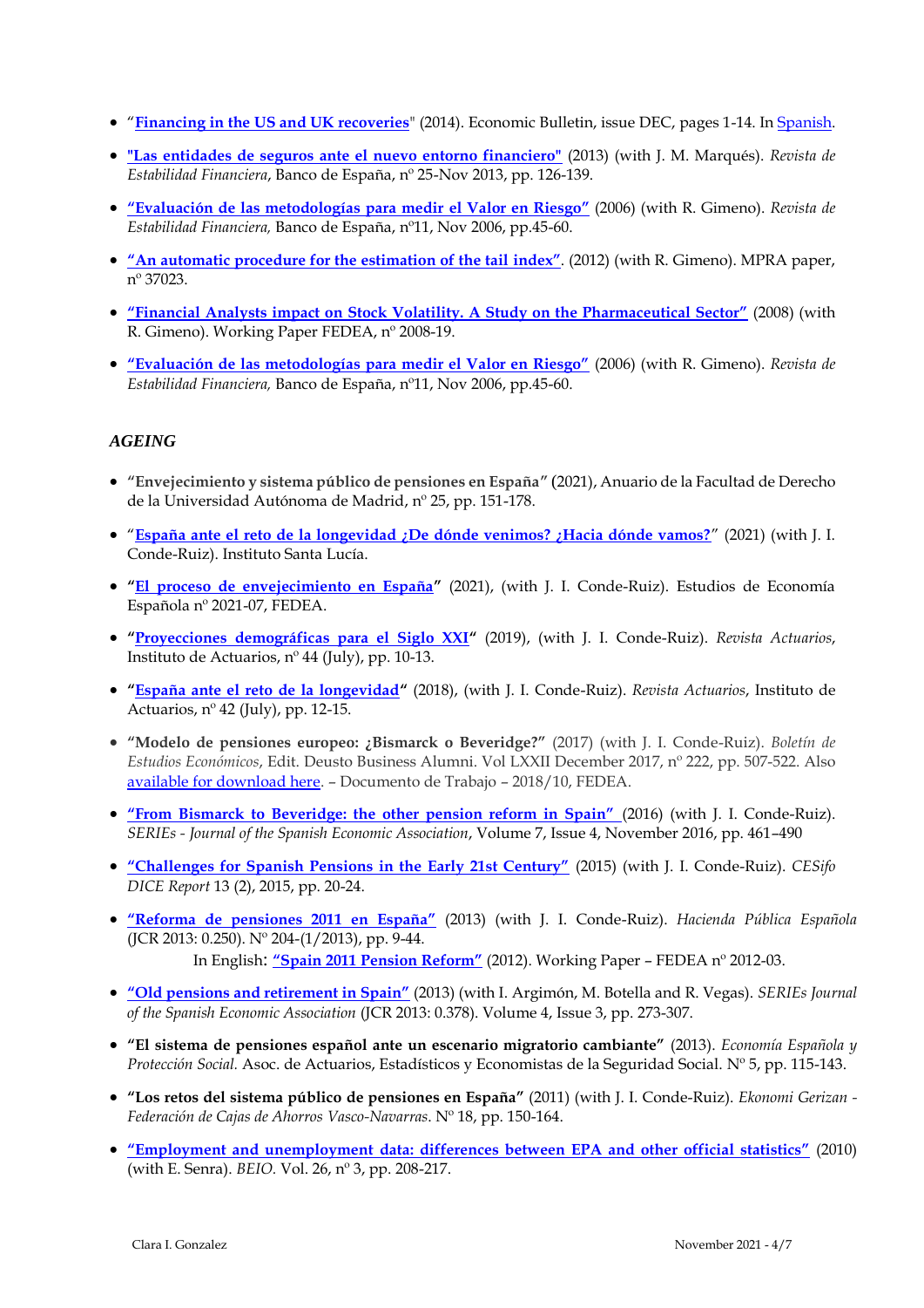- "**Financing in the US and UK recoveries**" (2014). Economic Bulletin, issue DEC, pages 1-14. In Spanish.

- **"Las entidades de seguros ante el nuevo entorno financiero"** (2013) (with J. M. Marqués). *Revista de Estabilidad Financiera*, Banco de España, nº 25-Nov 2013, pp. 126-139.

- **"Evaluación de las metodologías para medir el Valor en Riesgo"** (2006) (with R. Gimeno). *Revista de Estabilidad Financiera,* Banco de España, nº11, Nov 2006, pp.45-60.

- **"An automatic procedure for the estimation of the tail index"**. (2012) (with R. Gimeno). MPRA paper, nº 37023.

- **"Financial Analysts impact on Stock Volatility. A Study on the Pharmaceutical Sector"** (2008) (with R. Gimeno). Working Paper FEDEA, nº 2008-19.

- **"Evaluación de las metodologías para medir el Valor en Riesgo"** (2006) (with R. Gimeno). *Revista de Estabilidad Financiera,* Banco de España, nº11, Nov 2006, pp.45-60.

### *AGEING*

- **"Envejecimiento y sistema público de pensiones en España"** (2021), Anuario de la Facultad de Derecho de la Universidad Autónoma de Madrid, nº 25, pp. 151-178.

- "**España ante el reto de la longevidad ¿De dónde venimos? ¿Hacia dónde vamos?**" (2021) (with J. I. Conde-Ruiz). Instituto Santa Lucía.

- **"El proceso de envejecimiento en España"** (2021), (with J. I. Conde-Ruiz). Estudios de Economía Española nº 2021-07, FEDEA.

- **"Proyecciones demográficas para el Siglo XXI"** (2019), (with J. I. Conde-Ruiz). *Revista Actuarios*, Instituto de Actuarios, nº 44 (July), pp. 10-13.

- **"España ante el reto de la longevidad"** (2018), (with J. I. Conde-Ruiz). *Revista Actuarios*, Instituto de Actuarios, nº 42 (July), pp. 12-15.

- **"Modelo de pensiones europeo: ¿Bismarck o Beveridge?"** (2017) (with J. I. Conde-Ruiz). *Boletín de Estudios Económicos*, Edit. Deusto Business Alumni. Vol LXXII December 2017, nº 222, pp. 507-522. Also available for download here. – Documento de Trabajo – 2018/10, FEDEA.

- **"From Bismarck to Beveridge: the other pension reform in Spain"** (2016) (with J. I. Conde-Ruiz). *SERIEs - Journal of the Spanish Economic Association*, Volume 7, Issue 4, November 2016, pp. 461–490

- **"Challenges for Spanish Pensions in the Early 21st Century"** (2015) (with J. I. Conde-Ruiz). *CESifo DICE Report* 13 (2), 2015, pp. 20-24.

- **"Reforma de pensiones 2011 en España"** (2013) (with J. I. Conde-Ruiz). *Hacienda Pública Española* (JCR 2013: 0.250). Nº 204-(1/2013), pp. 9-44.
  In English: **"Spain 2011 Pension Reform"** (2012). Working Paper – FEDEA nº 2012-03.

- **"Old pensions and retirement in Spain"** (2013) (with I. Argimón, M. Botella and R. Vegas). *SERIEs Journal of the Spanish Economic Association* (JCR 2013: 0.378). Volume 4, Issue 3, pp. 273-307.

- **"El sistema de pensiones español ante un escenario migratorio cambiante"** (2013). *Economía Española y Protección Social.* Asoc. de Actuarios, Estadísticos y Economistas de la Seguridad Social. Nº 5, pp. 115-143.

- **"Los retos del sistema público de pensiones en España"** (2011) (with J. I. Conde-Ruiz). *Ekonomi Gerizan - Federación de Cajas de Ahorros Vasco-Navarras*. Nº 18, pp. 150-164.

- **"Employment and unemployment data: differences between EPA and other official statistics"** (2010) (with E. Senra). *BEIO.* Vol. 26, nº 3, pp. 208-217.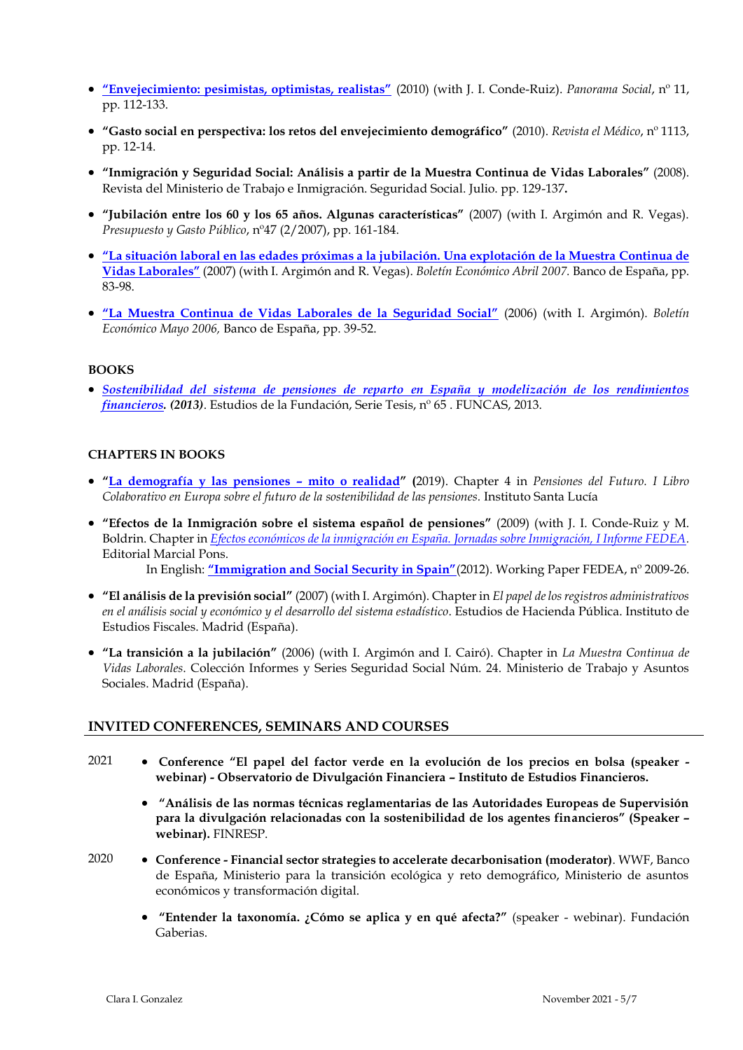- **"Envejecimiento: pesimistas, optimistas, realistas"** (2010) (with J. I. Conde-Ruiz). *Panorama Social*, nº 11, pp. 112-133.

- **"Gasto social en perspectiva: los retos del envejecimiento demográfico"** (2010). *Revista el Médico*, nº 1113, pp. 12-14.

- **"Inmigración y Seguridad Social: Análisis a partir de la Muestra Continua de Vidas Laborales"** (2008). Revista del Ministerio de Trabajo e Inmigración. Seguridad Social. Julio. pp. 129-137**.**

- **"Jubilación entre los 60 y los 65 años. Algunas características"** (2007) (with I. Argimón and R. Vegas). *Presupuesto y Gasto Público*, nº47 (2/2007), pp. 161-184.

- **"La situación laboral en las edades próximas a la jubilación. Una explotación de la Muestra Continua de Vidas Laborales"** (2007) (with I. Argimón and R. Vegas). *Boletín Económico Abril 2007.* Banco de España, pp. 83-98.

- **"La Muestra Continua de Vidas Laborales de la Seguridad Social"** (2006) (with I. Argimón). *Boletín Económico Mayo 2006,* Banco de España, pp. 39-52.

**BOOKS**

- ***Sostenibilidad del sistema de pensiones de reparto en España y modelización de los rendimientos financieros. (2013)***. Estudios de la Fundación, Serie Tesis, nº 65 . FUNCAS, 2013.

**CHAPTERS IN BOOKS**

- **"La demografía y las pensiones – mito o realidad" (**2019). Chapter 4 in *Pensiones del Futuro. I Libro Colaborativo en Europa sobre el futuro de la sostenibilidad de las pensiones.* Instituto Santa Lucía

- **"Efectos de la Inmigración sobre el sistema español de pensiones"** (2009) (with J. I. Conde-Ruiz y M. Boldrin. Chapter in *Efectos económicos de la inmigración en España. Jornadas sobre Inmigración, I Informe FEDEA*. Editorial Marcial Pons.
  In English: **"Immigration and Social Security in Spain"**(2012). Working Paper FEDEA, nº 2009-26.

- **"El análisis de la previsión social"** (2007) (with I. Argimón). Chapter in *El papel de los registros administrativos en el análisis social y económico y el desarrollo del sistema estadístico*. Estudios de Hacienda Pública. Instituto de Estudios Fiscales. Madrid (España).

- **"La transición a la jubilación"** (2006) (with I. Argimón and I. Cairó). Chapter in *La Muestra Continua de Vidas Laborales*. Colección Informes y Series Seguridad Social Núm. 24. Ministerio de Trabajo y Asuntos Sociales. Madrid (España).

## INVITED CONFERENCES, SEMINARS AND COURSES

2021

- **Conference "El papel del factor verde en la evolución de los precios en bolsa (speaker - webinar) - Observatorio de Divulgación Financiera – Instituto de Estudios Financieros.**

- **"Análisis de las normas técnicas reglamentarias de las Autoridades Europeas de Supervisión para la divulgación relacionadas con la sostenibilidad de los agentes financieros" (Speaker – webinar).** FINRESP.

2020

- **Conference - Financial sector strategies to accelerate decarbonisation (moderator)**. WWF, Banco de España, Ministerio para la transición ecológica y reto demográfico, Ministerio de asuntos económicos y transformación digital.

- **"Entender la taxonomía. ¿Cómo se aplica y en qué afecta?"** (speaker - webinar). Fundación Gaberias.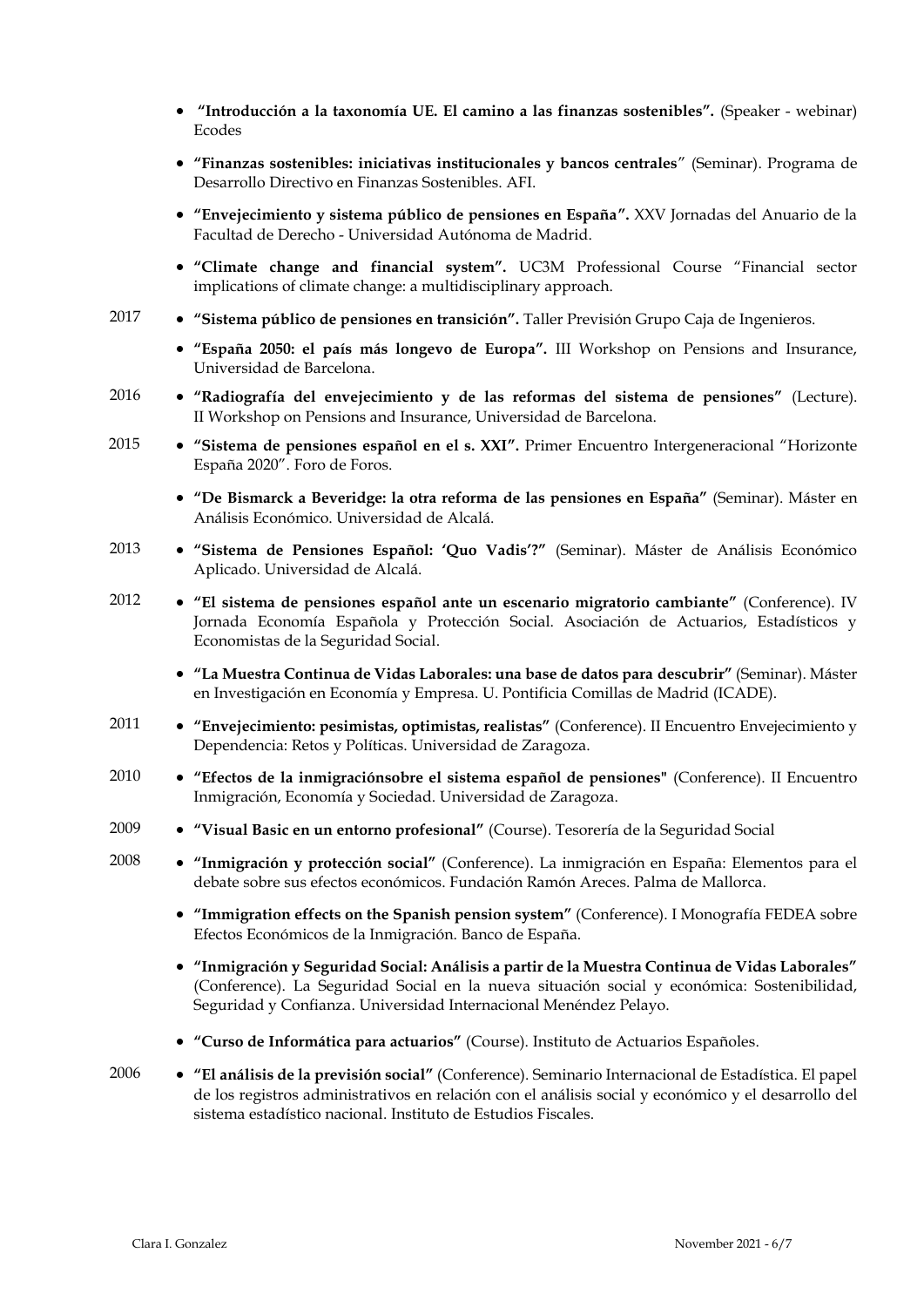- **"Introducción a la taxonomía UE. El camino a las finanzas sostenibles".** (Speaker - webinar) Ecodes
- **"Finanzas sostenibles: iniciativas institucionales y bancos centrales**" (Seminar). Programa de Desarrollo Directivo en Finanzas Sostenibles. AFI.
- **"Envejecimiento y sistema público de pensiones en España".** XXV Jornadas del Anuario de la Facultad de Derecho - Universidad Autónoma de Madrid.
- **"Climate change and financial system".** UC3M Professional Course "Financial sector implications of climate change: a multidisciplinary approach.

2017

- **"Sistema público de pensiones en transición".** Taller Previsión Grupo Caja de Ingenieros.
- **"España 2050: el país más longevo de Europa".** III Workshop on Pensions and Insurance, Universidad de Barcelona.

2016

- **"Radiografía del envejecimiento y de las reformas del sistema de pensiones"** (Lecture). II Workshop on Pensions and Insurance, Universidad de Barcelona.

2015

- **"Sistema de pensiones español en el s. XXI".** Primer Encuentro Intergeneracional "Horizonte España 2020". Foro de Foros.
- **"De Bismarck a Beveridge: la otra reforma de las pensiones en España"** (Seminar). Máster en Análisis Económico. Universidad de Alcalá.

2013

- **"Sistema de Pensiones Español: 'Quo Vadis'?"** (Seminar). Máster de Análisis Económico Aplicado. Universidad de Alcalá.

2012

- **"El sistema de pensiones español ante un escenario migratorio cambiante"** (Conference). IV Jornada Economía Española y Protección Social. Asociación de Actuarios, Estadísticos y Economistas de la Seguridad Social.
- **"La Muestra Continua de Vidas Laborales: una base de datos para descubrir"** (Seminar). Máster en Investigación en Economía y Empresa. U. Pontificia Comillas de Madrid (ICADE).

2011

- **"Envejecimiento: pesimistas, optimistas, realistas"** (Conference). II Encuentro Envejecimiento y Dependencia: Retos y Políticas. Universidad de Zaragoza.

2010

- **"Efectos de la inmigraciónsobre el sistema español de pensiones"** (Conference). II Encuentro Inmigración, Economía y Sociedad. Universidad de Zaragoza.

2009

- **"Visual Basic en un entorno profesional"** (Course). Tesorería de la Seguridad Social

2008

- **"Inmigración y protección social"** (Conference). La inmigración en España: Elementos para el debate sobre sus efectos económicos. Fundación Ramón Areces. Palma de Mallorca.
- **"Immigration effects on the Spanish pension system"** (Conference). I Monografía FEDEA sobre Efectos Económicos de la Inmigración. Banco de España.
- **"Inmigración y Seguridad Social: Análisis a partir de la Muestra Continua de Vidas Laborales"** (Conference). La Seguridad Social en la nueva situación social y económica: Sostenibilidad, Seguridad y Confianza. Universidad Internacional Menéndez Pelayo.
- **"Curso de Informática para actuarios"** (Course). Instituto de Actuarios Españoles.

2006

- **"El análisis de la previsión social"** (Conference). Seminario Internacional de Estadística. El papel de los registros administrativos en relación con el análisis social y económico y el desarrollo del sistema estadístico nacional. Instituto de Estudios Fiscales.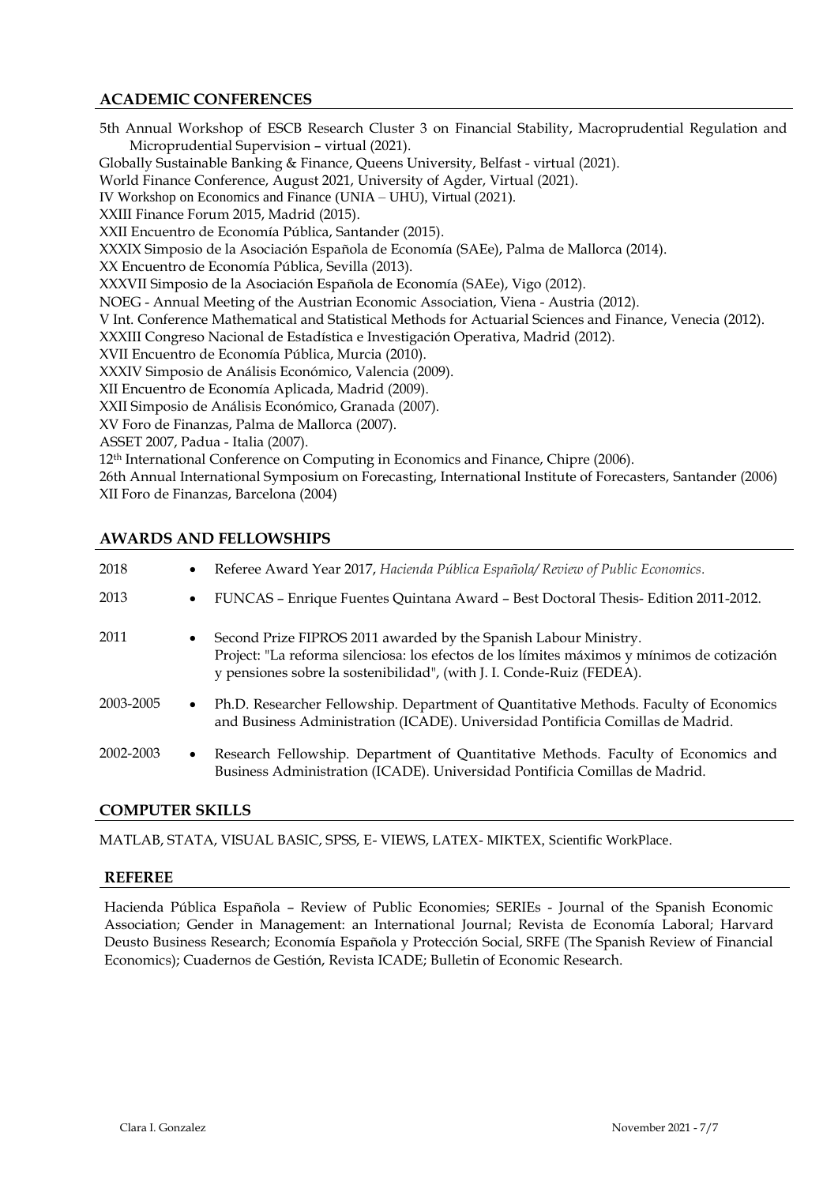## ACADEMIC CONFERENCES

5th Annual Workshop of ESCB Research Cluster 3 on Financial Stability, Macroprudential Regulation and Microprudential Supervision – virtual (2021).
Globally Sustainable Banking & Finance, Queens University, Belfast - virtual (2021).
World Finance Conference, August 2021, University of Agder, Virtual (2021).
IV Workshop on Economics and Finance (UNIA – UHU), Virtual (2021).
XXIII Finance Forum 2015, Madrid (2015).
XXII Encuentro de Economía Pública, Santander (2015).
XXXIX Simposio de la Asociación Española de Economía (SAEe), Palma de Mallorca (2014).
XX Encuentro de Economía Pública, Sevilla (2013).
XXXVII Simposio de la Asociación Española de Economía (SAEe), Vigo (2012).
NOEG - Annual Meeting of the Austrian Economic Association, Viena - Austria (2012).
V Int. Conference Mathematical and Statistical Methods for Actuarial Sciences and Finance, Venecia (2012).
XXXIII Congreso Nacional de Estadística e Investigación Operativa, Madrid (2012).
XVII Encuentro de Economía Pública, Murcia (2010).
XXXIV Simposio de Análisis Económico, Valencia (2009).
XII Encuentro de Economía Aplicada, Madrid (2009).
XXII Simposio de Análisis Económico, Granada (2007).
XV Foro de Finanzas, Palma de Mallorca (2007).
ASSET 2007, Padua - Italia (2007).
12th International Conference on Computing in Economics and Finance, Chipre (2006).
26th Annual International Symposium on Forecasting, International Institute of Forecasters, Santander (2006)
XII Foro de Finanzas, Barcelona (2004)

## AWARDS AND FELLOWSHIPS

2018
- Referee Award Year 2017, *Hacienda Pública Española/ Review of Public Economics.*

2013
- FUNCAS – Enrique Fuentes Quintana Award – Best Doctoral Thesis- Edition 2011-2012.

2011
- Second Prize FIPROS 2011 awarded by the Spanish Labour Ministry.
  Project: "La reforma silenciosa: los efectos de los límites máximos y mínimos de cotización y pensiones sobre la sostenibilidad", (with J. I. Conde-Ruiz (FEDEA).

2003-2005
- Ph.D. Researcher Fellowship. Department of Quantitative Methods. Faculty of Economics and Business Administration (ICADE). Universidad Pontificia Comillas de Madrid.

2002-2003
- Research Fellowship. Department of Quantitative Methods. Faculty of Economics and Business Administration (ICADE). Universidad Pontificia Comillas de Madrid.

## COMPUTER SKILLS

MATLAB, STATA, VISUAL BASIC, SPSS, E- VIEWS, LATEX- MIKTEX, Scientific WorkPlace.

## REFEREE

Hacienda Pública Española – Review of Public Economies; SERIEs - Journal of the Spanish Economic Association; Gender in Management: an International Journal; Revista de Economía Laboral; Harvard Deusto Business Research; Economía Española y Protección Social, SRFE (The Spanish Review of Financial Economics); Cuadernos de Gestión, Revista ICADE; Bulletin of Economic Research.